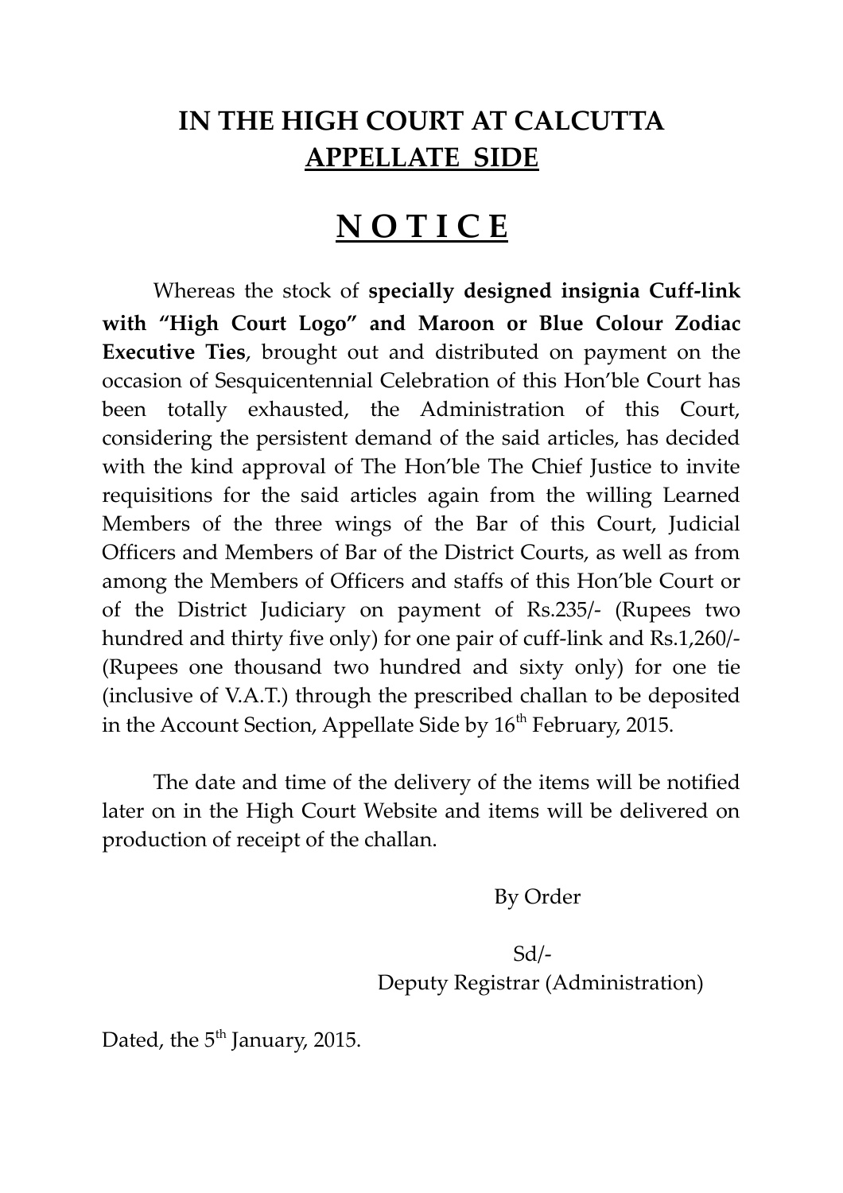# IN THE HIGH COURT AT CALCUTTA
## APPELLATE SIDE

# N O T I C E

Whereas the stock of **specially designed insignia Cuff-link with "High Court Logo" and Maroon or Blue Colour Zodiac Executive Ties**, brought out and distributed on payment on the occasion of Sesquicentennial Celebration of this Hon'ble Court has been totally exhausted, the Administration of this Court, considering the persistent demand of the said articles, has decided with the kind approval of The Hon'ble The Chief Justice to invite requisitions for the said articles again from the willing Learned Members of the three wings of the Bar of this Court, Judicial Officers and Members of Bar of the District Courts, as well as from among the Members of Officers and staffs of this Hon'ble Court or of the District Judiciary on payment of Rs.235/- (Rupees two hundred and thirty five only) for one pair of cuff-link and Rs.1,260/- (Rupees one thousand two hundred and sixty only) for one tie (inclusive of V.A.T.) through the prescribed challan to be deposited in the Account Section, Appellate Side by 16th February, 2015.

The date and time of the delivery of the items will be notified later on in the High Court Website and items will be delivered on production of receipt of the challan.

By Order

Sd/-
Deputy Registrar (Administration)

Dated, the 5th January, 2015.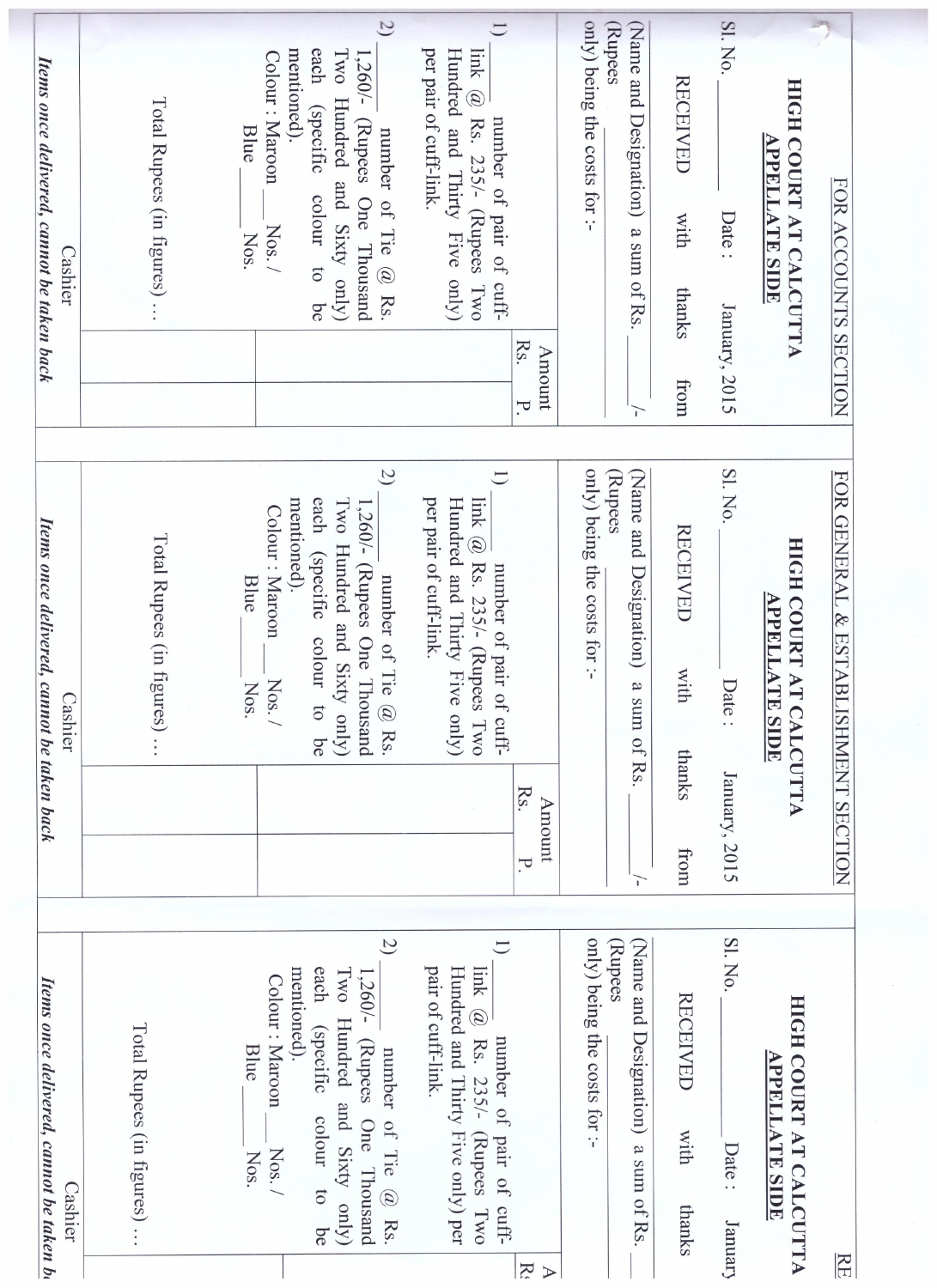FOR ACCOUNTS SECTION

**HIGH COURT AT CALCUTTA**
**APPELLATE SIDE**

Sl. No. ________ Date : January, 2015

RECEIVED with thanks from ________ (Name and Designation) a sum of Rs. ______/- (Rupees ________ only) being the costs for :-

| | Amount Rs. | P. |
|---|---|---|
| 1) ______ number of pair of cuff-link @ Rs. 235/- (Rupees Two Hundred and Thirty Five only) per pair of cuff-link. | | |
| 2) ______ number of Tie @ Rs. 1,260/- (Rupees One Thousand Two Hundred and Sixty only) each (specific colour to be mentioned). Colour : Maroon ___ Nos. / Blue ____ Nos. | | |
| Total Rupees (in figures) … | | |

Cashier

***Items once delivered, cannot be taken back***

---

FOR GENERAL & ESTABLISHMENT SECTION

**HIGH COURT AT CALCUTTA**
**APPELLATE SIDE**

Sl. No. ________ Date : January, 2015

RECEIVED with thanks from ________ (Name and Designation) a sum of Rs. ______/- (Rupees ________ only) being the costs for :-

| | Amount Rs. | P. |
|---|---|---|
| 1) ______ number of pair of cuff-link @ Rs. 235/- (Rupees Two Hundred and Thirty Five only) per pair of cuff-link. | | |
| 2) ______ number of Tie @ Rs. 1,260/- (Rupees One Thousand Two Hundred and Sixty only) each (specific colour to be mentioned). Colour : Maroon ___ Nos. / Blue ____ Nos. | | |
| Total Rupees (in figures) … | | |

Cashier

***Items once delivered, cannot be taken back***

---

RE

**HIGH COURT AT CALCUTTA**
**APPELLATE SIDE**

Sl. No. ________ Date : January

RECEIVED with thanks

________ (Name and Designation) a sum of Rs. ______ (Rupees ________ only) being the costs for :-

| | A Rs |
|---|---|
| 1) ______ number of pair of cuff-link @ Rs. 235/- (Rupees Two Hundred and Thirty Five only) per pair of cuff-link. | |
| 2) ______ number of Tie @ Rs. 1,260/- (Rupees One Thousand Two Hundred and Sixty only) each (specific colour to be mentioned). Colour : Maroon ___ Nos. / Blue ____ Nos. | |
| Total Rupees (in figures) … | |

Cashier

***Items once delivered, cannot be taken b***